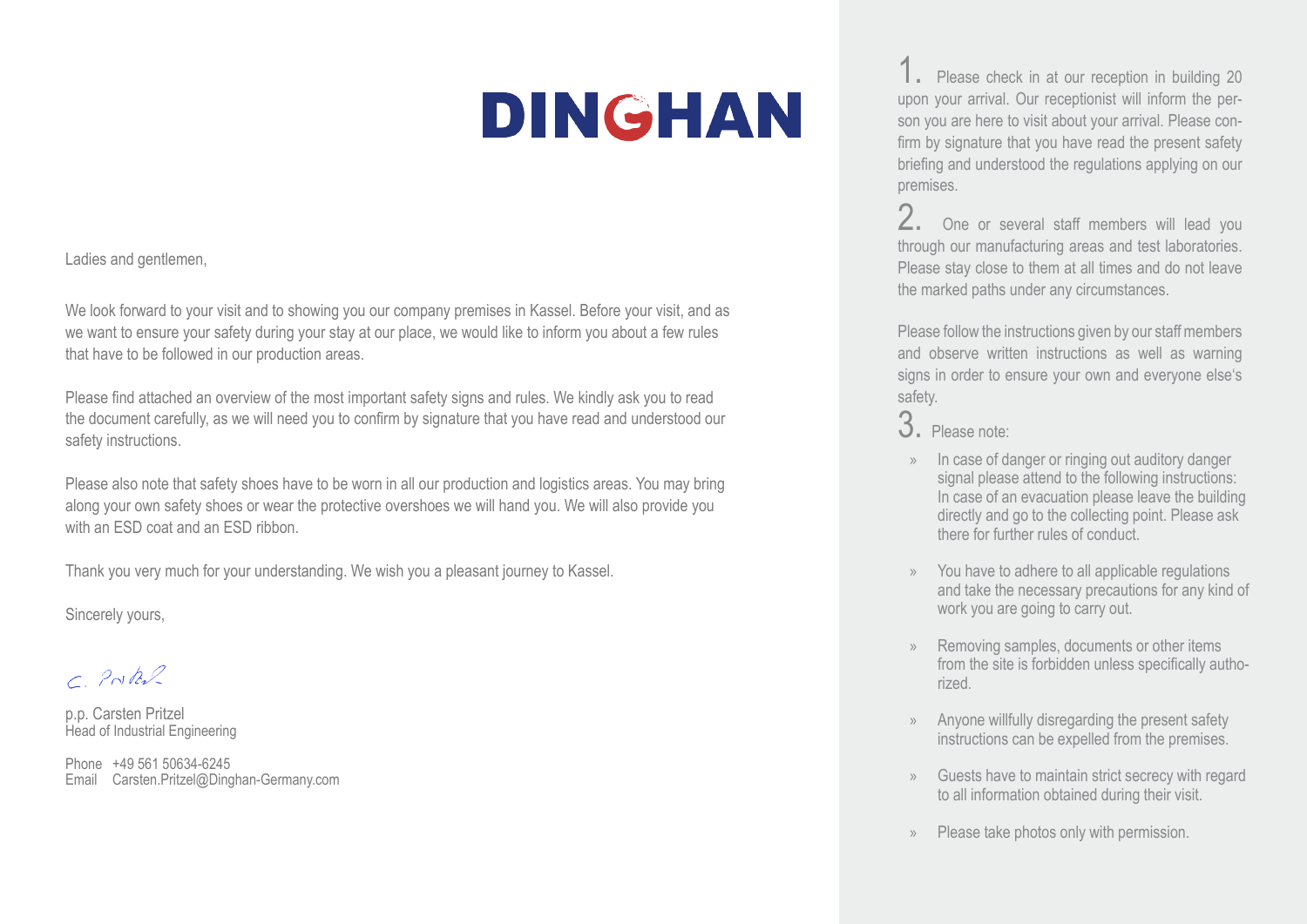# DINGHAN

Ladies and gentlemen,

We look forward to your visit and to showing you our company premises in Kassel. Before your visit, and as we want to ensure your safety during your stay at our place, we would like to inform you about a few rules that have to be followed in our production areas.

Please find attached an overview of the most important safety signs and rules. We kindly ask you to read the document carefully, as we will need you to confirm by signature that you have read and understood our safety instructions.

Please also note that safety shoes have to be worn in all our production and logistics areas. You may bring along your own safety shoes or wear the protective overshoes we will hand you. We will also provide you with an ESD coat and an ESD ribbon.

Thank you very much for your understanding. We wish you a pleasant journey to Kassel.

Sincerely yours,

C. Pritzel

p.p. Carsten Pritzel
Head of Industrial Engineering

Phone +49 561 50634-6245
Email Carsten.Pritzel@Dinghan-Germany.com

1. Please check in at our reception in building 20 upon your arrival. Our receptionist will inform the person you are here to visit about your arrival. Please confirm by signature that you have read the present safety briefing and understood the regulations applying on our premises.

2. One or several staff members will lead you through our manufacturing areas and test laboratories. Please stay close to them at all times and do not leave the marked paths under any circumstances.

Please follow the instructions given by our staff members and observe written instructions as well as warning signs in order to ensure your own and everyone else's safety.

3. Please note:

- In case of danger or ringing out auditory danger signal please attend to the following instructions: In case of an evacuation please leave the building directly and go to the collecting point. Please ask there for further rules of conduct.
- You have to adhere to all applicable regulations and take the necessary precautions for any kind of work you are going to carry out.
- Removing samples, documents or other items from the site is forbidden unless specifically authorized.
- Anyone willfully disregarding the present safety instructions can be expelled from the premises.
- Guests have to maintain strict secrecy with regard to all information obtained during their visit.
- Please take photos only with permission.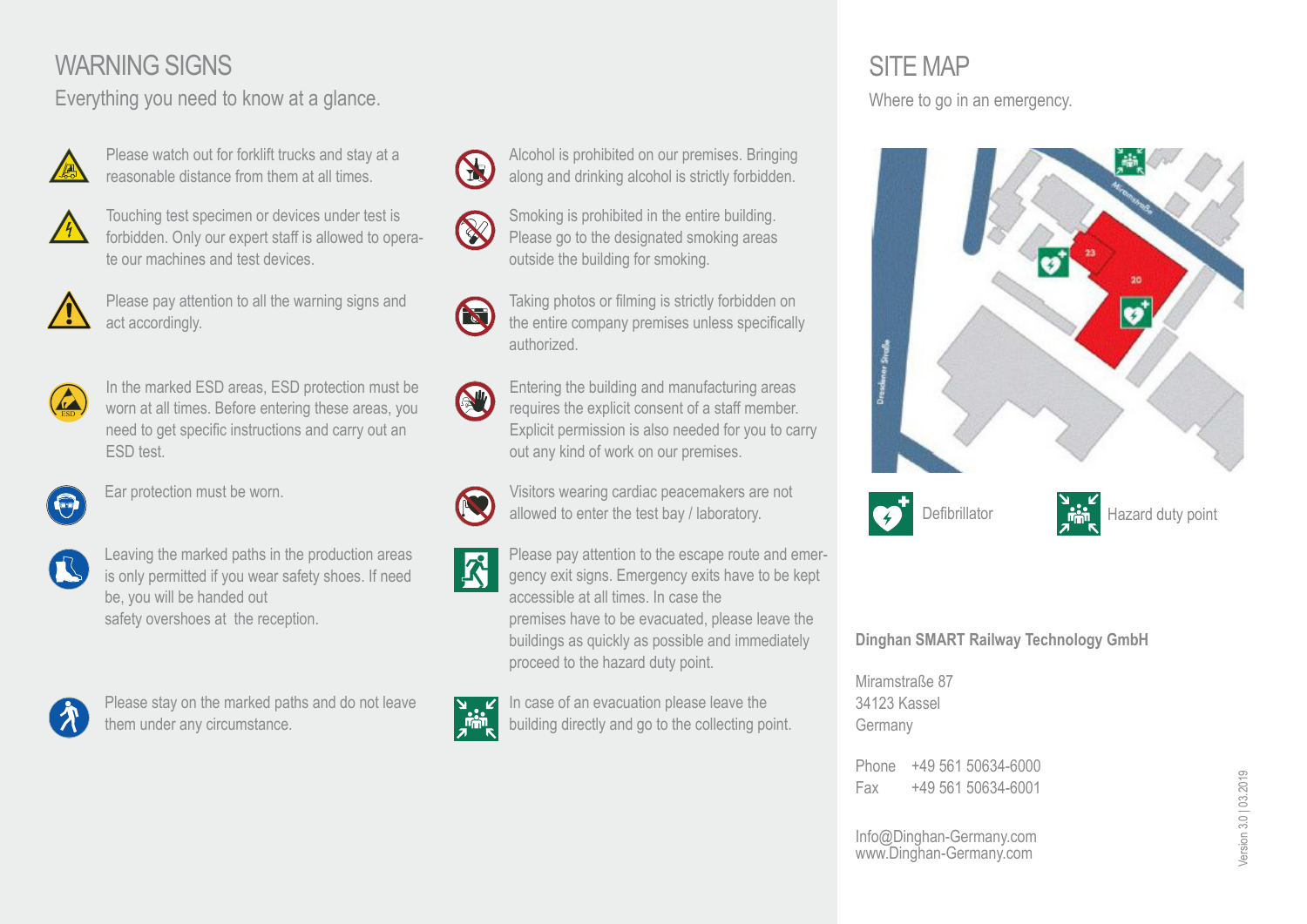## WARNING SIGNS

Everything you need to know at a glance.

Please watch out for forklift trucks and stay at a reasonable distance from them at all times.

Touching test specimen or devices under test is forbidden. Only our expert staff is allowed to operate our machines and test devices.

Please pay attention to all the warning signs and act accordingly.

In the marked ESD areas, ESD protection must be worn at all times. Before entering these areas, you need to get specific instructions and carry out an ESD test.

Ear protection must be worn.

Leaving the marked paths in the production areas is only permitted if you wear safety shoes. If need be, you will be handed out safety overshoes at the reception.

Please stay on the marked paths and do not leave them under any circumstance.

Alcohol is prohibited on our premises. Bringing along and drinking alcohol is strictly forbidden.

Smoking is prohibited in the entire building. Please go to the designated smoking areas outside the building for smoking.

Taking photos or filming is strictly forbidden on the entire company premises unless specifically authorized.

Entering the building and manufacturing areas requires the explicit consent of a staff member. Explicit permission is also needed for you to carry out any kind of work on our premises.

Visitors wearing cardiac peacemakers are not allowed to enter the test bay / laboratory.

Please pay attention to the escape route and emergency exit signs. Emergency exits have to be kept accessible at all times. In case the premises have to be evacuated, please leave the buildings as quickly as possible and immediately proceed to the hazard duty point.

In case of an evacuation please leave the building directly and go to the collecting point.

## SITE MAP

Where to go in an emergency.

Miramstraße

Dresdener Straße

23

20

Defibrillator

Hazard duty point

**Dinghan SMART Railway Technology GmbH**

Miramstraße 87
34123 Kassel
Germany

Phone +49 561 50634-6000
Fax +49 561 50634-6001

Info@Dinghan-Germany.com
www.Dinghan-Germany.com

Version 3.0 | 03.2019